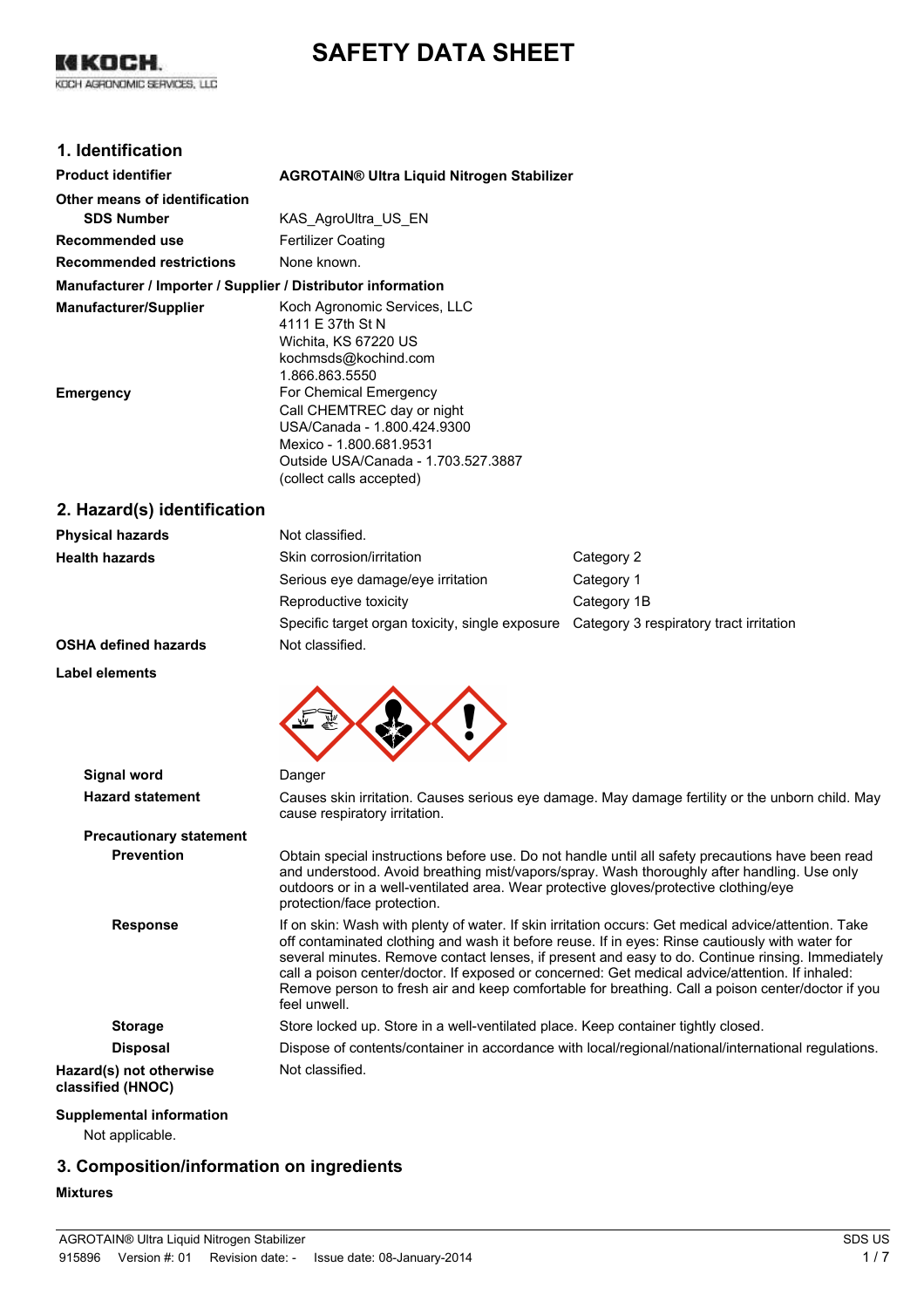# SAFETY DATA SHEET

## 1. Identification

**Product identifier** **AGROTAIN® Ultra Liquid Nitrogen Stabilizer**

**Other means of identification**

**SDS Number** KAS_AgroUltra_US_EN

**Recommended use** Fertilizer Coating

**Recommended restrictions** None known.

**Manufacturer / Importer / Supplier / Distributor information**

**Manufacturer/Supplier**
Koch Agronomic Services, LLC
4111 E 37th St N
Wichita, KS 67220 US
kochmsds@kochind.com
1.866.863.5550

**Emergency**
For Chemical Emergency
Call CHEMTREC day or night
USA/Canada - 1.800.424.9300
Mexico - 1.800.681.9531
Outside USA/Canada - 1.703.527.3887
(collect calls accepted)

## 2. Hazard(s) identification

| | | |
|---|---|---|
| **Physical hazards** | Not classified. | |
| **Health hazards** | Skin corrosion/irritation | Category 2 |
| | Serious eye damage/eye irritation | Category 1 |
| | Reproductive toxicity | Category 1B |
| | Specific target organ toxicity, single exposure | Category 3 respiratory tract irritation |
| **OSHA defined hazards** | Not classified. | |

**Label elements**

**Signal word** Danger

**Hazard statement** Causes skin irritation. Causes serious eye damage. May damage fertility or the unborn child. May cause respiratory irritation.

**Precautionary statement**

**Prevention** Obtain special instructions before use. Do not handle until all safety precautions have been read and understood. Avoid breathing mist/vapors/spray. Wash thoroughly after handling. Use only outdoors or in a well-ventilated area. Wear protective gloves/protective clothing/eye protection/face protection.

**Response** If on skin: Wash with plenty of water. If skin irritation occurs: Get medical advice/attention. Take off contaminated clothing and wash it before reuse. If in eyes: Rinse cautiously with water for several minutes. Remove contact lenses, if present and easy to do. Continue rinsing. Immediately call a poison center/doctor. If exposed or concerned: Get medical advice/attention. If inhaled: Remove person to fresh air and keep comfortable for breathing. Call a poison center/doctor if you feel unwell.

**Storage** Store locked up. Store in a well-ventilated place. Keep container tightly closed.

**Disposal** Dispose of contents/container in accordance with local/regional/national/international regulations.

**Hazard(s) not otherwise classified (HNOC)** Not classified.

**Supplemental information**

Not applicable.

## 3. Composition/information on ingredients

**Mixtures**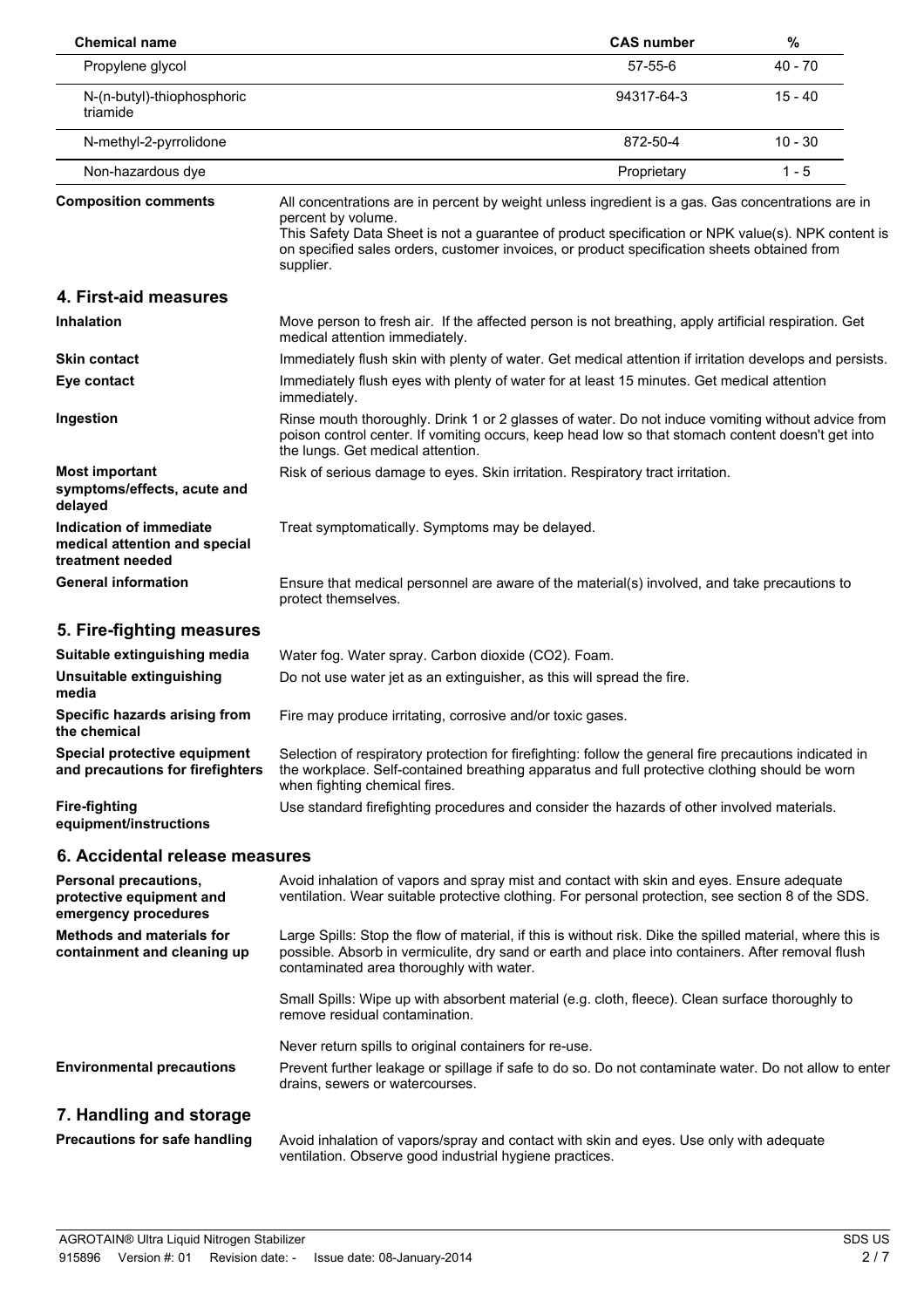| Chemical name | CAS number | % |
|---|---|---|
| Propylene glycol | 57-55-6 | 40 - 70 |
| N-(n-butyl)-thiophosphoric triamide | 94317-64-3 | 15 - 40 |
| N-methyl-2-pyrrolidone | 872-50-4 | 10 - 30 |
| Non-hazardous dye | Proprietary | 1 - 5 |

**Composition comments** All concentrations are in percent by weight unless ingredient is a gas. Gas concentrations are in percent by volume.
This Safety Data Sheet is not a guarantee of product specification or NPK value(s). NPK content is on specified sales orders, customer invoices, or product specification sheets obtained from supplier.

## 4. First-aid measures

**Inhalation** Move person to fresh air. If the affected person is not breathing, apply artificial respiration. Get medical attention immediately.

**Skin contact** Immediately flush skin with plenty of water. Get medical attention if irritation develops and persists.

**Eye contact** Immediately flush eyes with plenty of water for at least 15 minutes. Get medical attention immediately.

**Ingestion** Rinse mouth thoroughly. Drink 1 or 2 glasses of water. Do not induce vomiting without advice from poison control center. If vomiting occurs, keep head low so that stomach content doesn't get into the lungs. Get medical attention.

**Most important symptoms/effects, acute and delayed** Risk of serious damage to eyes. Skin irritation. Respiratory tract irritation.

**Indication of immediate medical attention and special treatment needed** Treat symptomatically. Symptoms may be delayed.

**General information** Ensure that medical personnel are aware of the material(s) involved, and take precautions to protect themselves.

## 5. Fire-fighting measures

**Suitable extinguishing media** Water fog. Water spray. Carbon dioxide ($CO_2$). Foam.

**Unsuitable extinguishing media** Do not use water jet as an extinguisher, as this will spread the fire.

**Specific hazards arising from the chemical** Fire may produce irritating, corrosive and/or toxic gases.

**Special protective equipment and precautions for firefighters** Selection of respiratory protection for firefighting: follow the general fire precautions indicated in the workplace. Self-contained breathing apparatus and full protective clothing should be worn when fighting chemical fires.

**Fire-fighting equipment/instructions** Use standard firefighting procedures and consider the hazards of other involved materials.

## 6. Accidental release measures

**Personal precautions, protective equipment and emergency procedures** Avoid inhalation of vapors and spray mist and contact with skin and eyes. Ensure adequate ventilation. Wear suitable protective clothing. For personal protection, see section 8 of the SDS.

**Methods and materials for containment and cleaning up** Large Spills: Stop the flow of material, if this is without risk. Dike the spilled material, where this is possible. Absorb in vermiculite, dry sand or earth and place into containers. After removal flush contaminated area thoroughly with water.

Small Spills: Wipe up with absorbent material (e.g. cloth, fleece). Clean surface thoroughly to remove residual contamination.

Never return spills to original containers for re-use.

**Environmental precautions** Prevent further leakage or spillage if safe to do so. Do not contaminate water. Do not allow to enter drains, sewers or watercourses.

## 7. Handling and storage

**Precautions for safe handling** Avoid inhalation of vapors/spray and contact with skin and eyes. Use only with adequate ventilation. Observe good industrial hygiene practices.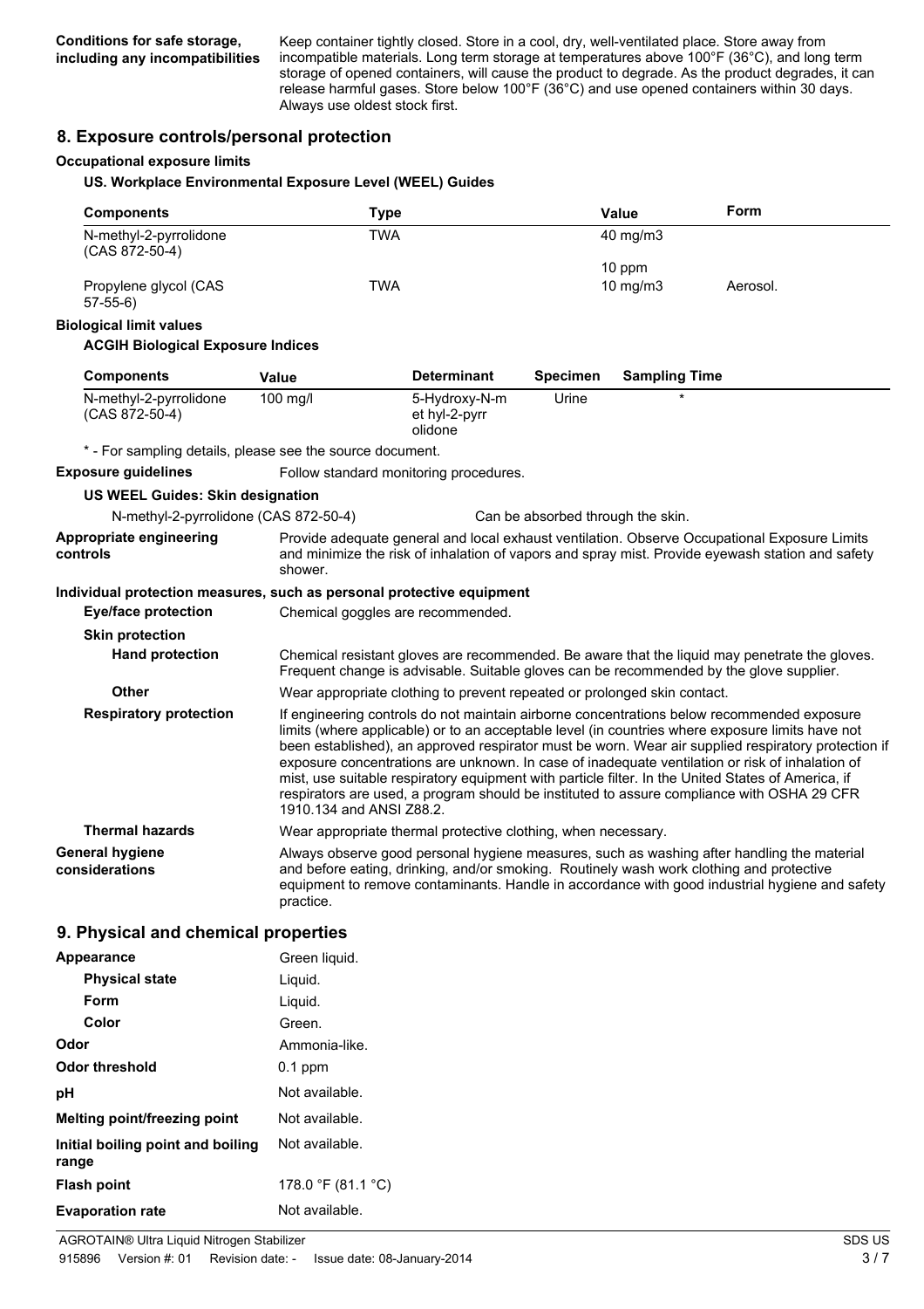**Conditions for safe storage, including any incompatibilities** Keep container tightly closed. Store in a cool, dry, well-ventilated place. Store away from incompatible materials. Long term storage at temperatures above 100°F (36°C), and long term storage of opened containers, will cause the product to degrade. As the product degrades, it can release harmful gases. Store below 100°F (36°C) and use opened containers within 30 days. Always use oldest stock first.

## 8. Exposure controls/personal protection

**Occupational exposure limits**

**US. Workplace Environmental Exposure Level (WEEL) Guides**

| Components | Type | Value | Form |
|---|---|---|---|
| N-methyl-2-pyrrolidone (CAS 872-50-4) | TWA | 40 mg/m3 | |
| | | 10 ppm | |
| Propylene glycol (CAS 57-55-6) | TWA | 10 mg/m3 | Aerosol. |

**Biological limit values**

**ACGIH Biological Exposure Indices**

| Components | Value | Determinant | Specimen | Sampling Time |
|---|---|---|---|---|
| N-methyl-2-pyrrolidone (CAS 872-50-4) | 100 mg/l | 5-Hydroxy-N-methyl-2-pyrrolidone | Urine | * |

\* - For sampling details, please see the source document.

**Exposure guidelines** Follow standard monitoring procedures.

**US WEEL Guides: Skin designation**

N-methyl-2-pyrrolidone (CAS 872-50-4) Can be absorbed through the skin.

**Appropriate engineering controls** Provide adequate general and local exhaust ventilation. Observe Occupational Exposure Limits and minimize the risk of inhalation of vapors and spray mist. Provide eyewash station and safety shower.

**Individual protection measures, such as personal protective equipment**

**Eye/face protection** Chemical goggles are recommended.

**Skin protection**

**Hand protection** Chemical resistant gloves are recommended. Be aware that the liquid may penetrate the gloves. Frequent change is advisable. Suitable gloves can be recommended by the glove supplier.

**Other** Wear appropriate clothing to prevent repeated or prolonged skin contact.

**Respiratory protection** If engineering controls do not maintain airborne concentrations below recommended exposure limits (where applicable) or to an acceptable level (in countries where exposure limits have not been established), an approved respirator must be worn. Wear air supplied respiratory protection if exposure concentrations are unknown. In case of inadequate ventilation or risk of inhalation of mist, use suitable respiratory equipment with particle filter. In the United States of America, if respirators are used, a program should be instituted to assure compliance with OSHA 29 CFR 1910.134 and ANSI Z88.2.

**Thermal hazards** Wear appropriate thermal protective clothing, when necessary.

**General hygiene considerations** Always observe good personal hygiene measures, such as washing after handling the material and before eating, drinking, and/or smoking. Routinely wash work clothing and protective equipment to remove contaminants. Handle in accordance with good industrial hygiene and safety practice.

## 9. Physical and chemical properties

| | |
|---|---|
| **Appearance** | Green liquid. |
| **Physical state** | Liquid. |
| **Form** | Liquid. |
| **Color** | Green. |
| **Odor** | Ammonia-like. |
| **Odor threshold** | 0.1 ppm |
| **pH** | Not available. |
| **Melting point/freezing point** | Not available. |
| **Initial boiling point and boiling range** | Not available. |
| **Flash point** | 178.0 °F (81.1 °C) |
| **Evaporation rate** | Not available. |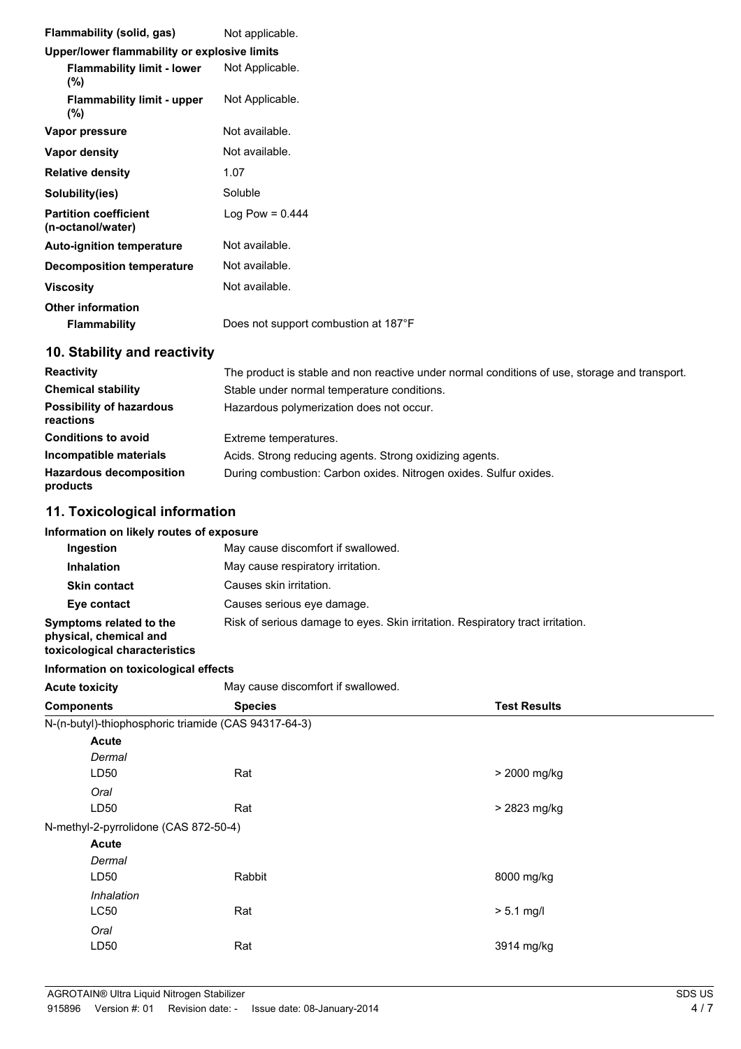| | |
|---|---|
| **Flammability (solid, gas)** | Not applicable. |
| **Upper/lower flammability or explosive limits** | |
| **Flammability limit - lower (%)** | Not Applicable. |
| **Flammability limit - upper (%)** | Not Applicable. |
| **Vapor pressure** | Not available. |
| **Vapor density** | Not available. |
| **Relative density** | 1.07 |
| **Solubility(ies)** | Soluble |
| **Partition coefficient (n-octanol/water)** | Log Pow = 0.444 |
| **Auto-ignition temperature** | Not available. |
| **Decomposition temperature** | Not available. |
| **Viscosity** | Not available. |
| **Other information** | |
| **Flammability** | Does not support combustion at 187°F |

## 10. Stability and reactivity

| | |
|---|---|
| **Reactivity** | The product is stable and non reactive under normal conditions of use, storage and transport. |
| **Chemical stability** | Stable under normal temperature conditions. |
| **Possibility of hazardous reactions** | Hazardous polymerization does not occur. |
| **Conditions to avoid** | Extreme temperatures. |
| **Incompatible materials** | Acids. Strong reducing agents. Strong oxidizing agents. |
| **Hazardous decomposition products** | During combustion: Carbon oxides. Nitrogen oxides. Sulfur oxides. |

## 11. Toxicological information

**Information on likely routes of exposure**

| | |
|---|---|
| **Ingestion** | May cause discomfort if swallowed. |
| **Inhalation** | May cause respiratory irritation. |
| **Skin contact** | Causes skin irritation. |
| **Eye contact** | Causes serious eye damage. |
| **Symptoms related to the physical, chemical and toxicological characteristics** | Risk of serious damage to eyes. Skin irritation. Respiratory tract irritation. |

**Information on toxicological effects**

**Acute toxicity** May cause discomfort if swallowed.

| Components | Species | Test Results |
|---|---|---|
| N-(n-butyl)-thiophosphoric triamide (CAS 94317-64-3) | | |
| **Acute** | | |
| *Dermal* | | |
| LD50 | Rat | > 2000 mg/kg |
| *Oral* | | |
| LD50 | Rat | > 2823 mg/kg |
| N-methyl-2-pyrrolidone (CAS 872-50-4) | | |
| **Acute** | | |
| *Dermal* | | |
| LD50 | Rabbit | 8000 mg/kg |
| *Inhalation* | | |
| LC50 | Rat | > 5.1 mg/l |
| *Oral* | | |
| LD50 | Rat | 3914 mg/kg |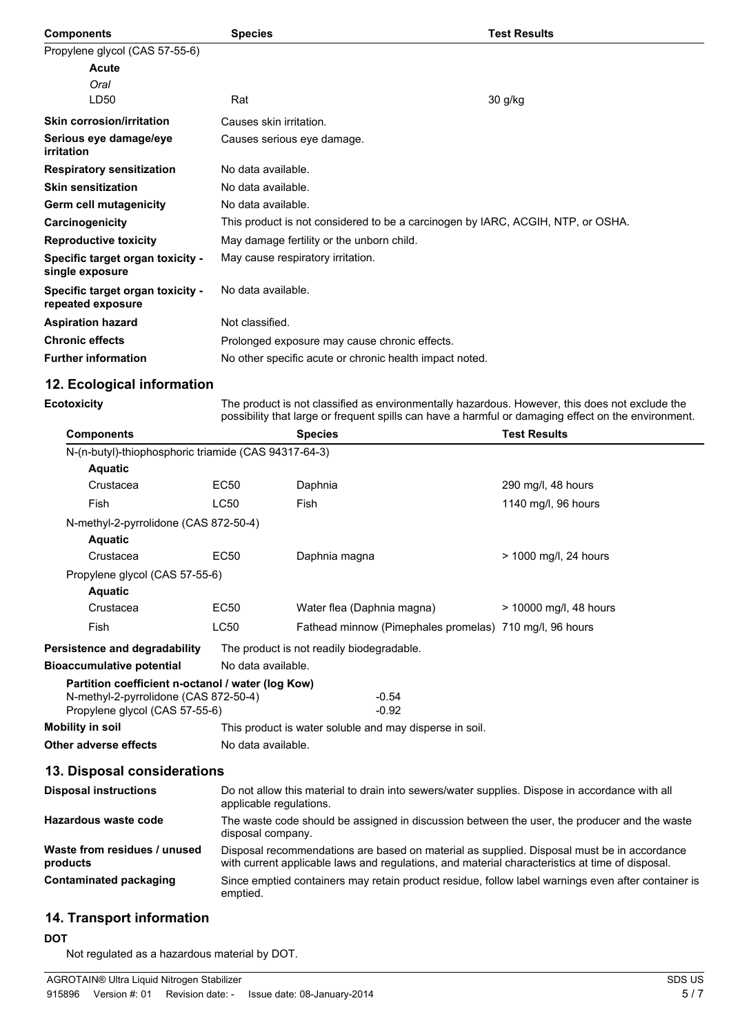| Components | Species | Test Results |
|---|---|---|
| Propylene glycol (CAS 57-55-6) | | |
| **Acute** | | |
| *Oral* | | |
| LD50 | Rat | 30 g/kg |

| | |
|---|---|
| **Skin corrosion/irritation** | Causes skin irritation. |
| **Serious eye damage/eye irritation** | Causes serious eye damage. |
| **Respiratory sensitization** | No data available. |
| **Skin sensitization** | No data available. |
| **Germ cell mutagenicity** | No data available. |
| **Carcinogenicity** | This product is not considered to be a carcinogen by IARC, ACGIH, NTP, or OSHA. |
| **Reproductive toxicity** | May damage fertility or the unborn child. |
| **Specific target organ toxicity - single exposure** | May cause respiratory irritation. |
| **Specific target organ toxicity - repeated exposure** | No data available. |
| **Aspiration hazard** | Not classified. |
| **Chronic effects** | Prolonged exposure may cause chronic effects. |
| **Further information** | No other specific acute or chronic health impact noted. |

## 12. Ecological information

**Ecotoxicity** The product is not classified as environmentally hazardous. However, this does not exclude the possibility that large or frequent spills can have a harmful or damaging effect on the environment.

| Components | | Species | Test Results |
|---|---|---|---|
| N-(n-butyl)-thiophosphoric triamide (CAS 94317-64-3) | | | |
| **Aquatic** | | | |
| Crustacea | EC50 | Daphnia | 290 mg/l, 48 hours |
| Fish | LC50 | Fish | 1140 mg/l, 96 hours |
| N-methyl-2-pyrrolidone (CAS 872-50-4) | | | |
| **Aquatic** | | | |
| Crustacea | EC50 | Daphnia magna | > 1000 mg/l, 24 hours |
| Propylene glycol (CAS 57-55-6) | | | |
| **Aquatic** | | | |
| Crustacea | EC50 | Water flea (Daphnia magna) | > 10000 mg/l, 48 hours |
| Fish | LC50 | Fathead minnow (Pimephales promelas) | 710 mg/l, 96 hours |

| | |
|---|---|
| **Persistence and degradability** | The product is not readily biodegradable. |
| **Bioaccumulative potential** | No data available. |

**Partition coefficient n-octanol / water (log Kow)**

| | |
|---|---|
| N-methyl-2-pyrrolidone (CAS 872-50-4) | -0.54 |
| Propylene glycol (CAS 57-55-6) | -0.92 |

| | |
|---|---|
| **Mobility in soil** | This product is water soluble and may disperse in soil. |
| **Other adverse effects** | No data available. |

## 13. Disposal considerations

| | |
|---|---|
| **Disposal instructions** | Do not allow this material to drain into sewers/water supplies. Dispose in accordance with all applicable regulations. |
| **Hazardous waste code** | The waste code should be assigned in discussion between the user, the producer and the waste disposal company. |
| **Waste from residues / unused products** | Disposal recommendations are based on material as supplied. Disposal must be in accordance with current applicable laws and regulations, and material characteristics at time of disposal. |
| **Contaminated packaging** | Since emptied containers may retain product residue, follow label warnings even after container is emptied. |

## 14. Transport information

**DOT**

Not regulated as a hazardous material by DOT.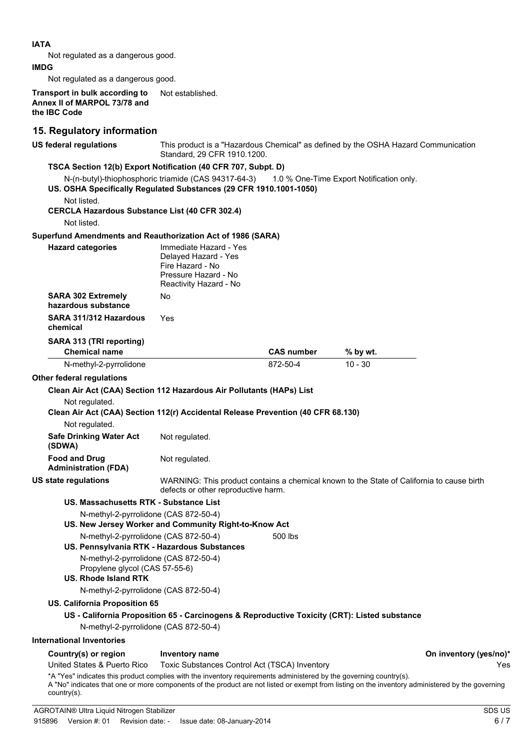**IATA**

Not regulated as a dangerous good.

**IMDG**

Not regulated as a dangerous good.

**Transport in bulk according to Annex II of MARPOL 73/78 and the IBC Code** Not established.

## 15. Regulatory information

**US federal regulations** This product is a "Hazardous Chemical" as defined by the OSHA Hazard Communication Standard, 29 CFR 1910.1200.

**TSCA Section 12(b) Export Notification (40 CFR 707, Subpt. D)**

N-(n-butyl)-thiophosphoric triamide (CAS 94317-64-3) 1.0 % One-Time Export Notification only.

**US. OSHA Specifically Regulated Substances (29 CFR 1910.1001-1050)**

Not listed.

**CERCLA Hazardous Substance List (40 CFR 302.4)**

Not listed.

**Superfund Amendments and Reauthorization Act of 1986 (SARA)**

**Hazard categories**
Immediate Hazard - Yes
Delayed Hazard - Yes
Fire Hazard - No
Pressure Hazard - No
Reactivity Hazard - No

**SARA 302 Extremely hazardous substance** No

**SARA 311/312 Hazardous chemical** Yes

**SARA 313 (TRI reporting)**

| Chemical name | CAS number | % by wt. |
|---|---|---|
| N-methyl-2-pyrrolidone | 872-50-4 | 10 - 30 |

**Other federal regulations**

**Clean Air Act (CAA) Section 112 Hazardous Air Pollutants (HAPs) List**

Not regulated.

**Clean Air Act (CAA) Section 112(r) Accidental Release Prevention (40 CFR 68.130)**

Not regulated.

**Safe Drinking Water Act (SDWA)** Not regulated.

**Food and Drug Administration (FDA)** Not regulated.

**US state regulations** WARNING: This product contains a chemical known to the State of California to cause birth defects or other reproductive harm.

**US. Massachusetts RTK - Substance List**

N-methyl-2-pyrrolidone (CAS 872-50-4)

**US. New Jersey Worker and Community Right-to-Know Act**

N-methyl-2-pyrrolidone (CAS 872-50-4) 500 lbs

**US. Pennsylvania RTK - Hazardous Substances**

N-methyl-2-pyrrolidone (CAS 872-50-4)
Propylene glycol (CAS 57-55-6)

**US. Rhode Island RTK**

N-methyl-2-pyrrolidone (CAS 872-50-4)

**US. California Proposition 65**

**US - California Proposition 65 - Carcinogens & Reproductive Toxicity (CRT): Listed substance**

N-methyl-2-pyrrolidone (CAS 872-50-4)

**International Inventories**

| Country(s) or region | Inventory name | On inventory (yes/no)* |
|---|---|---|
| United States & Puerto Rico | Toxic Substances Control Act (TSCA) Inventory | Yes |

*A "Yes" indicates this product complies with the inventory requirements administered by the governing country(s).
A "No" indicates that one or more components of the product are not listed or exempt from listing on the inventory administered by the governing country(s).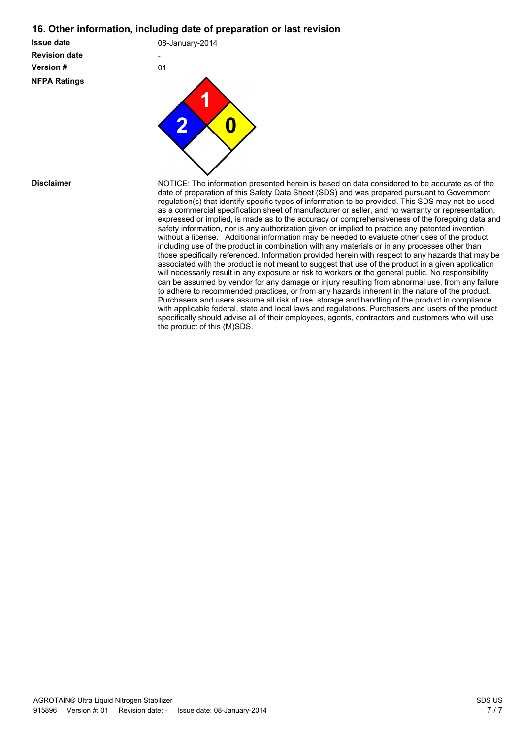## 16. Other information, including date of preparation or last revision

| | |
|---|---|
| **Issue date** | 08-January-2014 |
| **Revision date** | - |
| **Version #** | 01 |
| **NFPA Ratings** | |

1

2 0

**Disclaimer**

NOTICE: The information presented herein is based on data considered to be accurate as of the date of preparation of this Safety Data Sheet (SDS) and was prepared pursuant to Government regulation(s) that identify specific types of information to be provided. This SDS may not be used as a commercial specification sheet of manufacturer or seller, and no warranty or representation, expressed or implied, is made as to the accuracy or comprehensiveness of the foregoing data and safety information, nor is any authorization given or implied to practice any patented invention without a license. Additional information may be needed to evaluate other uses of the product, including use of the product in combination with any materials or in any processes other than those specifically referenced. Information provided herein with respect to any hazards that may be associated with the product is not meant to suggest that use of the product in a given application will necessarily result in any exposure or risk to workers or the general public. No responsibility can be assumed by vendor for any damage or injury resulting from abnormal use, from any failure to adhere to recommended practices, or from any hazards inherent in the nature of the product. Purchasers and users assume all risk of use, storage and handling of the product in compliance with applicable federal, state and local laws and regulations. Purchasers and users of the product specifically should advise all of their employees, agents, contractors and customers who will use the product of this (M)SDS.